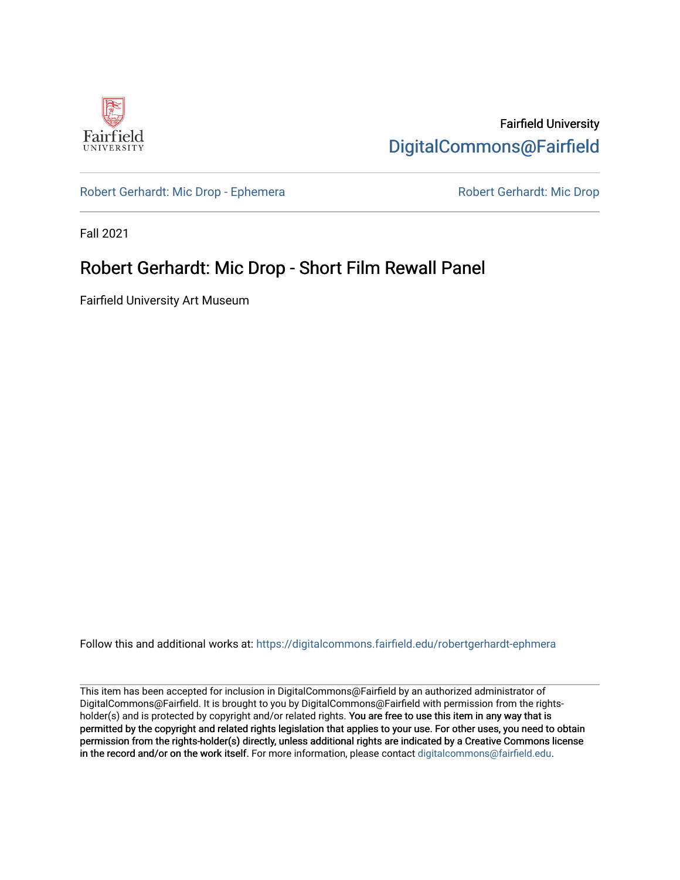Fairfield University

DigitalCommons@Fairfield

Robert Gerhardt: Mic Drop - Ephemera

Robert Gerhardt: Mic Drop

Fall 2021

# Robert Gerhardt: Mic Drop - Short Film Rewall Panel

Fairfield University Art Museum

Follow this and additional works at: https://digitalcommons.fairfield.edu/robertgerhardt-ephmera

This item has been accepted for inclusion in DigitalCommons@Fairfield by an authorized administrator of DigitalCommons@Fairfield. It is brought to you by DigitalCommons@Fairfield with permission from the rights-holder(s) and is protected by copyright and/or related rights. **You are free to use this item in any way that is permitted by the copyright and related rights legislation that applies to your use. For other uses, you need to obtain permission from the rights-holder(s) directly, unless additional rights are indicated by a Creative Commons license in the record and/or on the work itself.** For more information, please contact digitalcommons@fairfield.edu.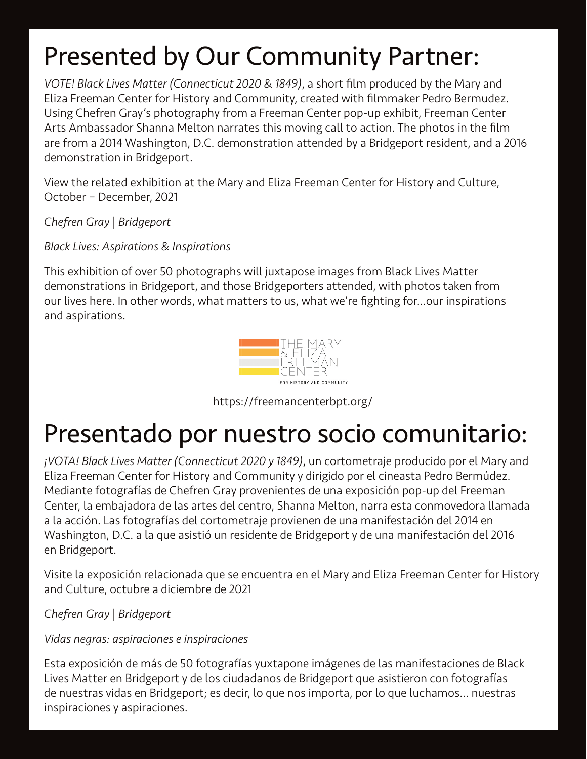# Presented by Our Community Partner:

*VOTE! Black Lives Matter (Connecticut 2020 & 1849)*, a short film produced by the Mary and Eliza Freeman Center for History and Community, created with filmmaker Pedro Bermudez. Using Chefren Gray's photography from a Freeman Center pop-up exhibit, Freeman Center Arts Ambassador Shanna Melton narrates this moving call to action. The photos in the film are from a 2014 Washington, D.C. demonstration attended by a Bridgeport resident, and a 2016 demonstration in Bridgeport.

View the related exhibition at the Mary and Eliza Freeman Center for History and Culture, October – December, 2021

*Chefren Gray | Bridgeport*

*Black Lives: Aspirations & Inspirations*

This exhibition of over 50 photographs will juxtapose images from Black Lives Matter demonstrations in Bridgeport, and those Bridgeporters attended, with photos taken from our lives here. In other words, what matters to us, what we're fighting for…our inspirations and aspirations.

THE MARY & ELIZA FREEMAN CENTER
FOR HISTORY AND COMMUNITY

https://freemancenterbpt.org/

# Presentado por nuestro socio comunitario:

*¡VOTA! Black Lives Matter (Connecticut 2020 y 1849)*, un cortometraje producido por el Mary and Eliza Freeman Center for History and Community y dirigido por el cineasta Pedro Bermúdez. Mediante fotografías de Chefren Gray provenientes de una exposición pop-up del Freeman Center, la embajadora de las artes del centro, Shanna Melton, narra esta conmovedora llamada a la acción. Las fotografías del cortometraje provienen de una manifestación del 2014 en Washington, D.C. a la que asistió un residente de Bridgeport y de una manifestación del 2016 en Bridgeport.

Visite la exposición relacionada que se encuentra en el Mary and Eliza Freeman Center for History and Culture, octubre a diciembre de 2021

*Chefren Gray | Bridgeport*

*Vidas negras: aspiraciones e inspiraciones*

Esta exposición de más de 50 fotografías yuxtapone imágenes de las manifestaciones de Black Lives Matter en Bridgeport y de los ciudadanos de Bridgeport que asistieron con fotografías de nuestras vidas en Bridgeport; es decir, lo que nos importa, por lo que luchamos… nuestras inspiraciones y aspiraciones.